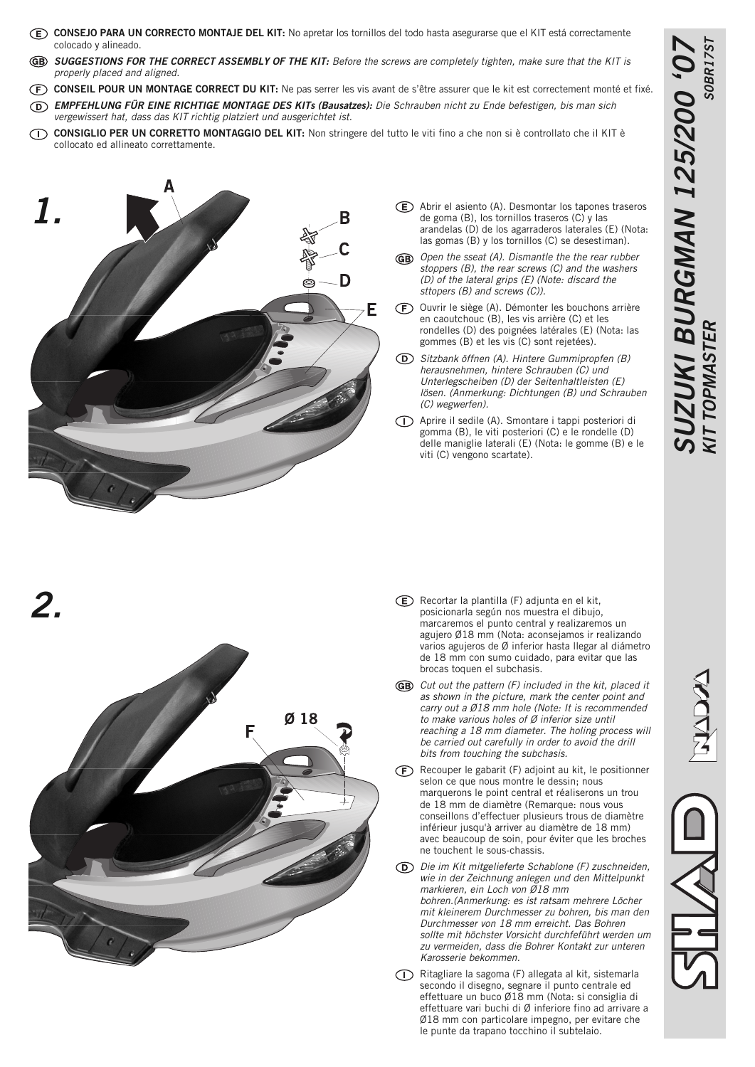# SUZUKI BURGMAN 125/200 '07

## KIT TOPMASTER

S0BR17ST

(E) **CONSEJO PARA UN CORRECTO MONTAJE DEL KIT:** No apretar los tornillos del todo hasta asegurarse que el KIT está correctamente colocado y alineado.

(GB) ***SUGGESTIONS FOR THE CORRECT ASSEMBLY OF THE KIT:*** *Before the screws are completely tighten, make sure that the KIT is properly placed and aligned.*

(F) **CONSEIL POUR UN MONTAGE CORRECT DU KIT:** Ne pas serrer les vis avant de s'être assurer que le kit est correctement monté et fixé.

(D) ***EMPFEHLUNG FÜR EINE RICHTIGE MONTAGE DES KITs (Bausatzes):*** *Die Schrauben nicht zu Ende befestigen, bis man sich vergewissert hat, dass das KIT richtig platziert und ausgerichtet ist.*

(I) **CONSIGLIO PER UN CORRETTO MONTAGGIO DEL KIT:** Non stringere del tutto le viti fino a che non si è controllato che il KIT è collocato ed allineato correttamente.

## 1.

A, B, C, D, E

(E) Abrir el asiento (A). Desmontar los tapones traseros de goma (B), los tornillos traseros (C) y las arandelas (D) de los agarraderos laterales (E) (Nota: las gomas (B) y los tornillos (C) se desestiman).

(GB) *Open the sseat (A). Dismantle the the rear rubber stoppers (B), the rear screws (C) and the washers (D) of the lateral grips (E) (Note: discard the sttopers (B) and screws (C)).*

(F) Ouvrir le siège (A). Démonter les bouchons arrière en caoutchouc (B), les vis arrière (C) et les rondelles (D) des poignées latérales (E) (Nota: las gommes (B) et les vis (C) sont rejetées).

(D) *Sitzbank öffnen (A). Hintere Gummipropfen (B) herausnehmen, hintere Schrauben (C) und Unterlegscheiben (D) der Seitenhaltleisten (E) lösen. (Anmerkung: Dichtungen (B) und Schrauben (C) wegwerfen).*

(I) Aprire il sedile (A). Smontare i tappi posteriori di gomma (B), le viti posteriori (C) e le rondelle (D) delle maniglie laterali (E) (Nota: le gomme (B) e le viti (C) vengono scartate).

## 2.

F, Ø 18

(E) Recortar la plantilla (F) adjunta en el kit, posicionarla según nos muestra el dibujo, marcaremos el punto central y realizaremos un agujero Ø18 mm (Nota: aconsejamos ir realizando varios agujeros de Ø inferior hasta llegar al diámetro de 18 mm con sumo cuidado, para evitar que las brocas toquen el subchasis.

(GB) *Cut out the pattern (F) included in the kit, placed it as shown in the picture, mark the center point and carry out a Ø18 mm hole (Note: It is recommended to make various holes of Ø inferior size until reaching a 18 mm diameter. The holing process will be carried out carefully in order to avoid the drill bits from touching the subchasis.*

(F) Recouper le gabarit (F) adjoint au kit, le positionner selon ce que nous montre le dessin; nous marquerons le point central et réaliserons un trou de 18 mm de diamètre (Remarque: nous vous conseillons d'effectuer plusieurs trous de diamètre inférieur jusqu'à arriver au diamètre de 18 mm) avec beaucoup de soin, pour éviter que les broches ne touchent le sous-chassis.

(D) *Die im Kit mitgelieferte Schablone (F) zuschneiden, wie in der Zeichnung anlegen und den Mittelpunkt markieren, ein Loch von Ø18 mm bohren.(Anmerkung: es ist ratsam mehrere Löcher mit kleinerem Durchmesser zu bohren, bis man den Durchmesser von 18 mm erreicht. Das Bohren sollte mit höchster Vorsicht durchgeführt werden um zu vermeiden, dass die Bohrer Kontakt zur unteren Karosserie bekommen.*

(I) Ritagliare la sagoma (F) allegata al kit, sistemarla secondo il disegno, segnare il punto centrale ed effettuare un buco Ø18 mm (Nota: si consiglia di effettuare vari buchi di Ø inferiore fino ad arrivare a Ø18 mm con particolare impegno, per evitare che le punte da trapano tocchino il subtelaio.

SHAD NAD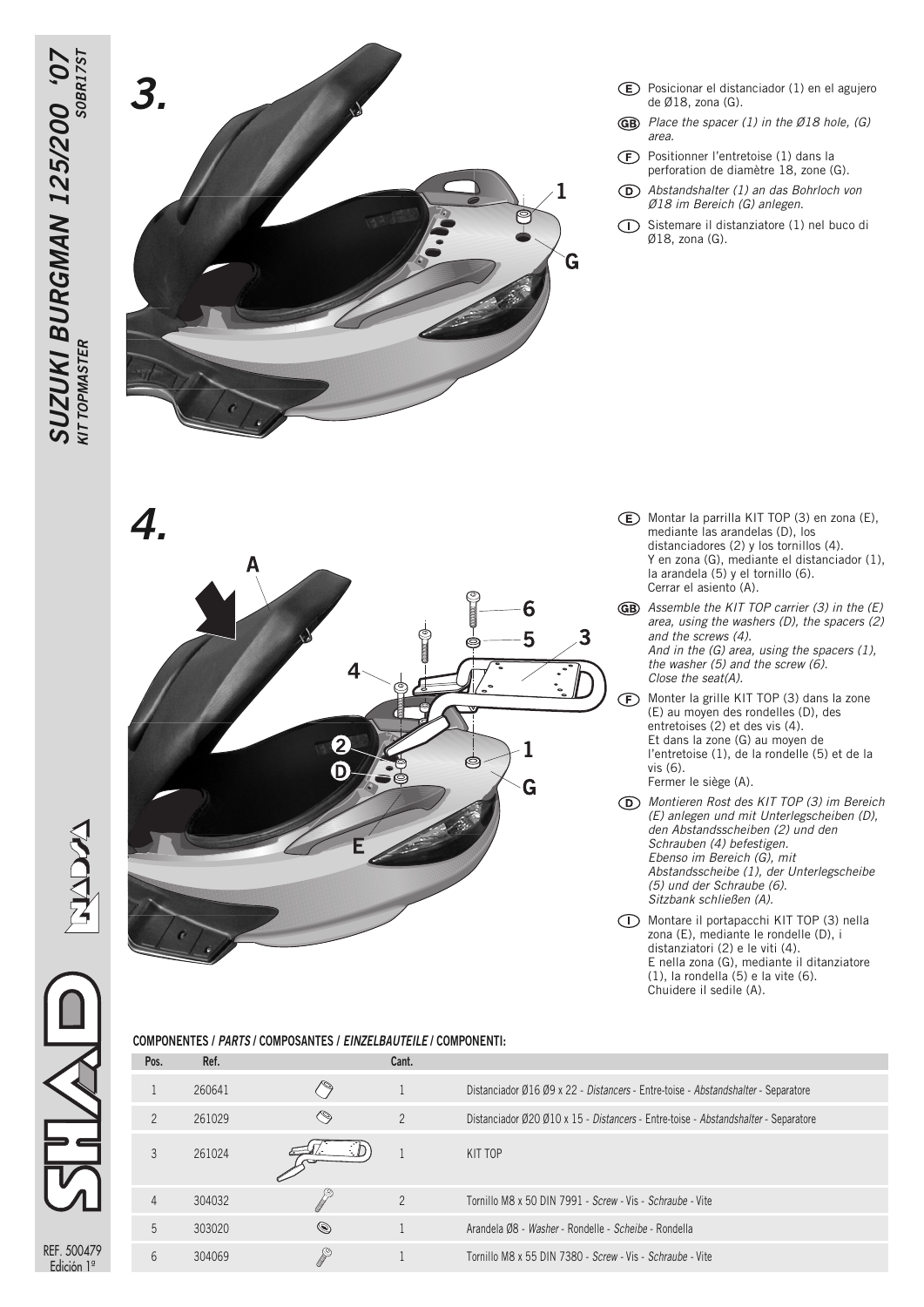## 3.

**(E)** Posicionar el distanciador (1) en el agujero de Ø18, zona (G).

**(GB)** *Place the spacer (1) in the Ø18 hole, (G) area.*

**(F)** Positionner l'entretoise (1) dans la perforation de diamètre 18, zone (G).

**(D)** *Abstandshalter (1) an das Bohrloch von Ø18 im Bereich (G) anlegen.*

**(I)** Sistemare il distanziatore (1) nel buco di Ø18, zona (G).

## 4.

**(E)** Montar la parrilla KIT TOP (3) en zona (E), mediante las arandelas (D), los distanciadores (2) y los tornillos (4).
Y en zona (G), mediante el distanciador (1), la arandela (5) y el tornillo (6).
Cerrar el asiento (A).

**(GB)** *Assemble the KIT TOP carrier (3) in the (E) area, using the washers (D), the spacers (2) and the screws (4).*
*And in the (G) area, using the spacers (1), the washer (5) and the screw (6).*
*Close the seat(A).*

**(F)** Monter la grille KIT TOP (3) dans la zone (E) au moyen des rondelles (D), des entretoises (2) et des vis (4).
Et dans la zone (G) au moyen de l'entretoise (1), de la rondelle (5) et de la vis (6).
Fermer le siège (A).

**(D)** *Montieren Rost des KIT TOP (3) im Bereich (E) anlegen und mit Unterlegscheiben (D), den Abstandsscheiben (2) und den Schrauben (4) befestigen.*
*Ebenso im Bereich (G), mit Abstandsscheibe (1), der Unterlegscheibe (5) und der Schraube (6).*
*Sitzbank schließen (A).*

**(I)** Montare il portapacchi KIT TOP (3) nella zona (E), mediante le rondelle (D), i distanziatori (2) e le viti (4).
E nella zona (G), mediante il ditanziatore (1), la rondella (5) e la vite (6).
Chuidere il sedile (A).

**COMPONENTES / *PARTS* / COMPOSANTES / *EINZELBAUTEILE* / COMPONENTI:**

| Pos. | Ref. | | Cant. | |
|---|---|---|---|---|
| 1 | 260641 | | 1 | Distanciador Ø16 Ø9 x 22 - *Distancers* - Entre-toise - *Abstandshalter* - Separatore |
| 2 | 261029 | | 2 | Distanciador Ø20 Ø10 x 15 - *Distancers* - Entre-toise - *Abstandshalter* - Separatore |
| 3 | 261024 | | 1 | KIT TOP |
| 4 | 304032 | | 2 | Tornillo M8 x 50 DIN 7991 - *Screw* - Vis - *Schraube* - Vite |
| 5 | 303020 | | 1 | Arandela Ø8 - *Washer* - Rondelle - *Scheibe* - Rondella |
| 6 | 304069 | | 1 | Tornillo M8 x 55 DIN 7380 - *Screw* - Vis - *Schraube* - Vite |

REF. 500479
Edición 1ª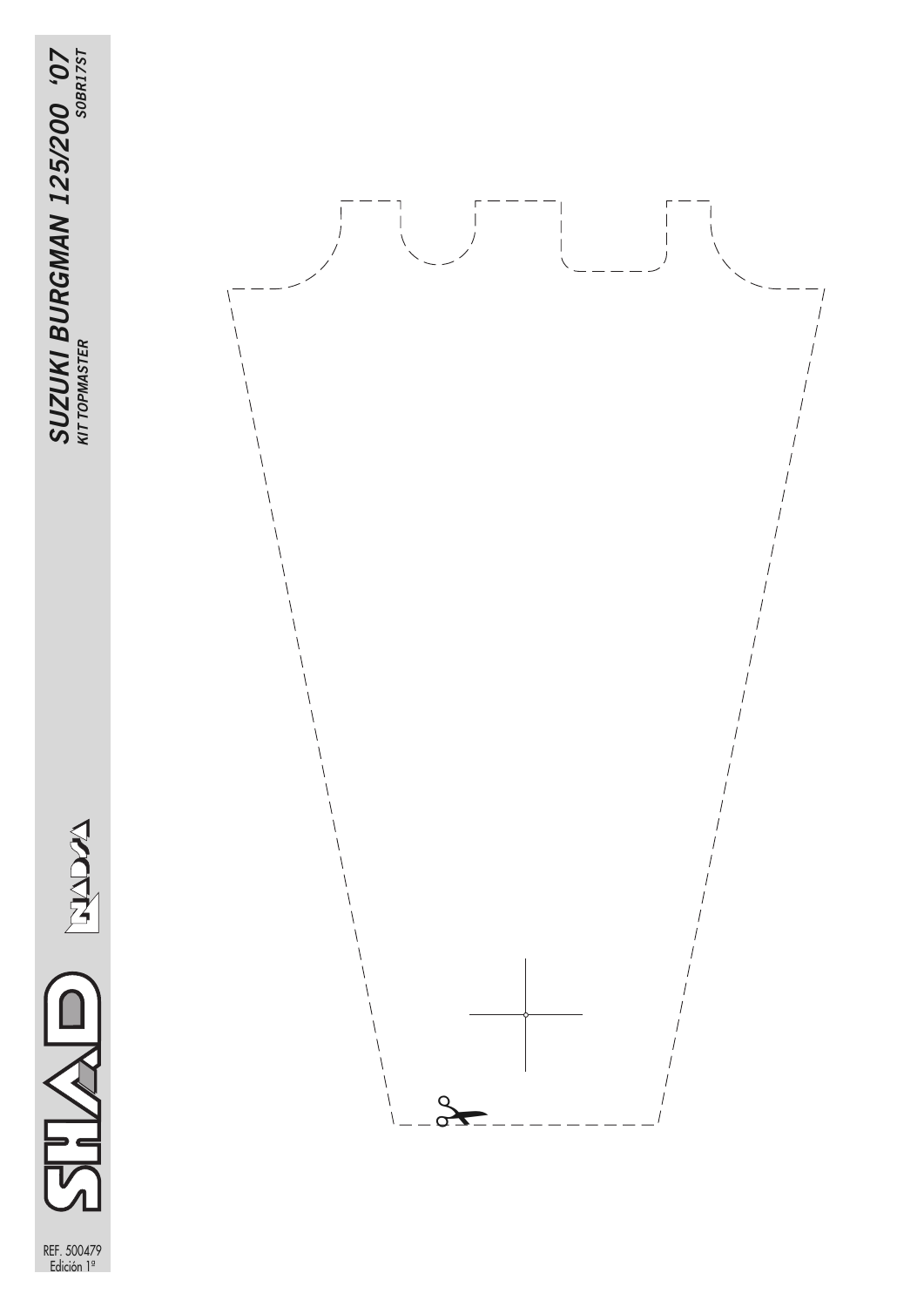# SUZUKI BURGMAN 125/200 '07

**KIT TOPMASTER**

S0BR17ST

REF. 500479
Edición 1ª